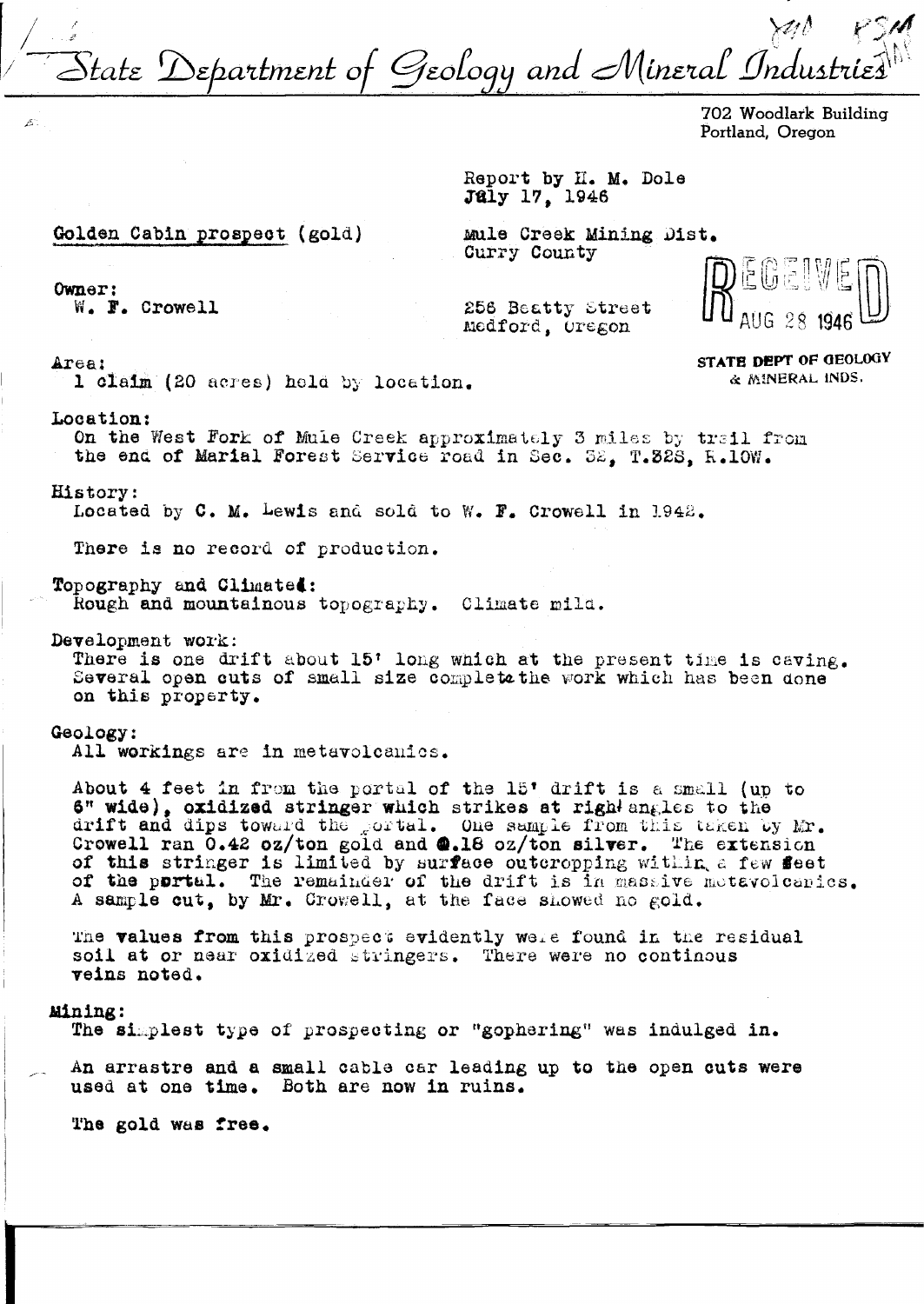# State Department of Geology and Mineral Industries

702 Woodlark Building
Portland, Oregon

Report by H. M. Dole
July 17, 1946

RECEIVED
AUG 28 1946
STATE DEPT OF GEOLOGY & MINERAL INDS.

**Golden Cabin prospect (gold)**

Mule Creek Mining Dist.
Curry County

Owner:
W. F. Crowell — 256 Beatty Street, Medford, Oregon

Area:
1 claim (20 acres) held by location.

Location:
On the West Fork of Mule Creek approximately 3 miles by trail from the end of Marial Forest Service road in Sec. 32, T.32S, R.10W.

History:
Located by C. M. Lewis and sold to W. F. Crowell in 1942.

There is no record of production.

Topography and Climate:
Rough and mountainous topography. Climate mild.

Development work:
There is one drift about 15' long which at the present time is caving. Several open cuts of small size complete the work which has been done on this property.

Geology:
All workings are in metavolcanics.

About 4 feet in from the portal of the 15' drift is a small (up to 6" wide), oxidized stringer which strikes at right angles to the drift and dips toward the portal. One sample from this taken by Mr. Crowell ran 0.42 oz/ton gold and 0.18 oz/ton silver. The extension of this stringer is limited by surface outcropping within a few feet of the portal. The remainder of the drift is in massive metavolcanics. A sample cut, by Mr. Crowell, at the face showed no gold.

The values from this prospect evidently were found in the residual soil at or near oxidized stringers. There were no continous veins noted.

Mining:
The simplest type of prospecting or "gophering" was indulged in.

An arrastre and a small cable car leading up to the open cuts were used at one time. Both are now in ruins.

The gold was free.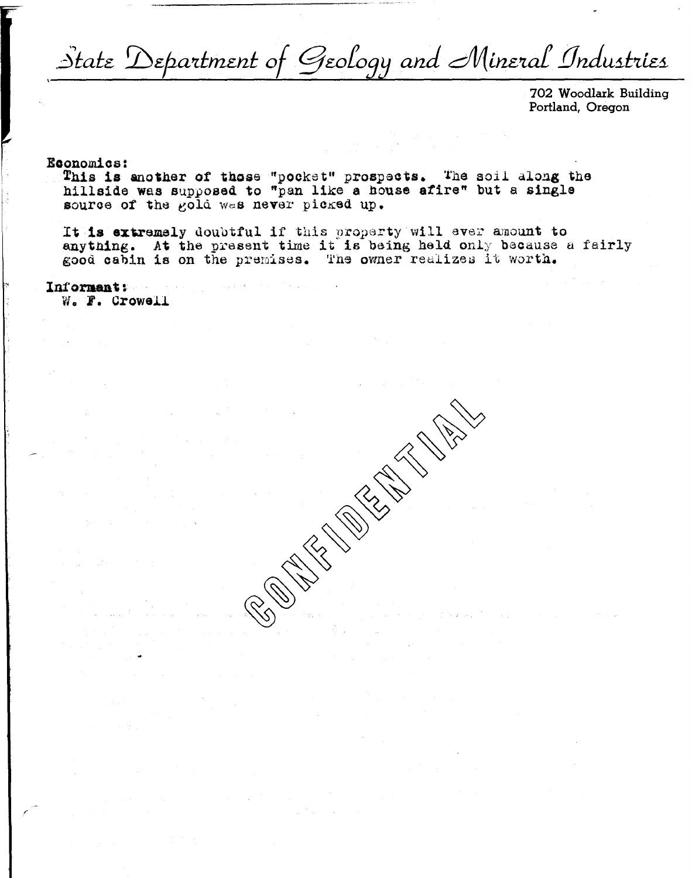State Department of Geology and Mineral Industries

702 Woodlark Building
Portland, Oregon

**Economics:**

This is another of those "pocket" prospects. The soil along the hillside was supposed to "pan like a house afire" but a single source of the gold was never picked up.

It is extremely doubtful if this property will ever amount to anything. At the present time it is being held only because a fairly good cabin is on the premises. The owner realizes it worth.

**Informant:**

W. F. Crowell

CONFIDENTIAL